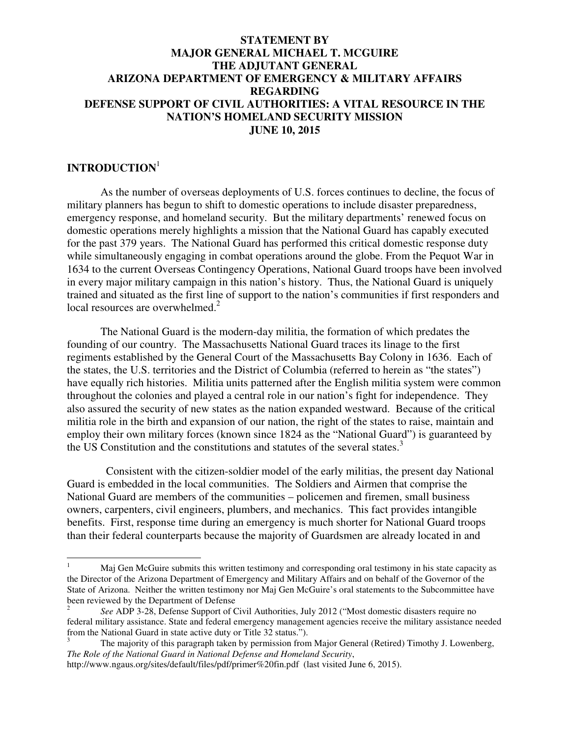**STATEMENT BY**
**MAJOR GENERAL MICHAEL T. MCGUIRE**
**THE ADJUTANT GENERAL**
**ARIZONA DEPARTMENT OF EMERGENCY & MILITARY AFFAIRS**
**REGARDING**
**DEFENSE SUPPORT OF CIVIL AUTHORITIES: A VITAL RESOURCE IN THE NATION'S HOMELAND SECURITY MISSION**
**JUNE 10, 2015**

## INTRODUCTION[1]

As the number of overseas deployments of U.S. forces continues to decline, the focus of military planners has begun to shift to domestic operations to include disaster preparedness, emergency response, and homeland security. But the military departments' renewed focus on domestic operations merely highlights a mission that the National Guard has capably executed for the past 379 years. The National Guard has performed this critical domestic response duty while simultaneously engaging in combat operations around the globe. From the Pequot War in 1634 to the current Overseas Contingency Operations, National Guard troops have been involved in every major military campaign in this nation's history. Thus, the National Guard is uniquely trained and situated as the first line of support to the nation's communities if first responders and local resources are overwhelmed.[2]

The National Guard is the modern-day militia, the formation of which predates the founding of our country. The Massachusetts National Guard traces its linage to the first regiments established by the General Court of the Massachusetts Bay Colony in 1636. Each of the states, the U.S. territories and the District of Columbia (referred to herein as "the states") have equally rich histories. Militia units patterned after the English militia system were common throughout the colonies and played a central role in our nation's fight for independence. They also assured the security of new states as the nation expanded westward. Because of the critical militia role in the birth and expansion of our nation, the right of the states to raise, maintain and employ their own military forces (known since 1824 as the "National Guard") is guaranteed by the US Constitution and the constitutions and statutes of the several states.[3]

Consistent with the citizen-soldier model of the early militias, the present day National Guard is embedded in the local communities. The Soldiers and Airmen that comprise the National Guard are members of the communities – policemen and firemen, small business owners, carpenters, civil engineers, plumbers, and mechanics. This fact provides intangible benefits. First, response time during an emergency is much shorter for National Guard troops than their federal counterparts because the majority of Guardsmen are already located in and

---

[1] Maj Gen McGuire submits this written testimony and corresponding oral testimony in his state capacity as the Director of the Arizona Department of Emergency and Military Affairs and on behalf of the Governor of the State of Arizona. Neither the written testimony nor Maj Gen McGuire's oral statements to the Subcommittee have been reviewed by the Department of Defense

[2] *See* ADP 3-28, Defense Support of Civil Authorities, July 2012 ("Most domestic disasters require no federal military assistance. State and federal emergency management agencies receive the military assistance needed from the National Guard in state active duty or Title 32 status.").

[3] The majority of this paragraph taken by permission from Major General (Retired) Timothy J. Lowenberg, *The Role of the National Guard in National Defense and Homeland Security*, http://www.ngaus.org/sites/default/files/pdf/primer%20fin.pdf (last visited June 6, 2015).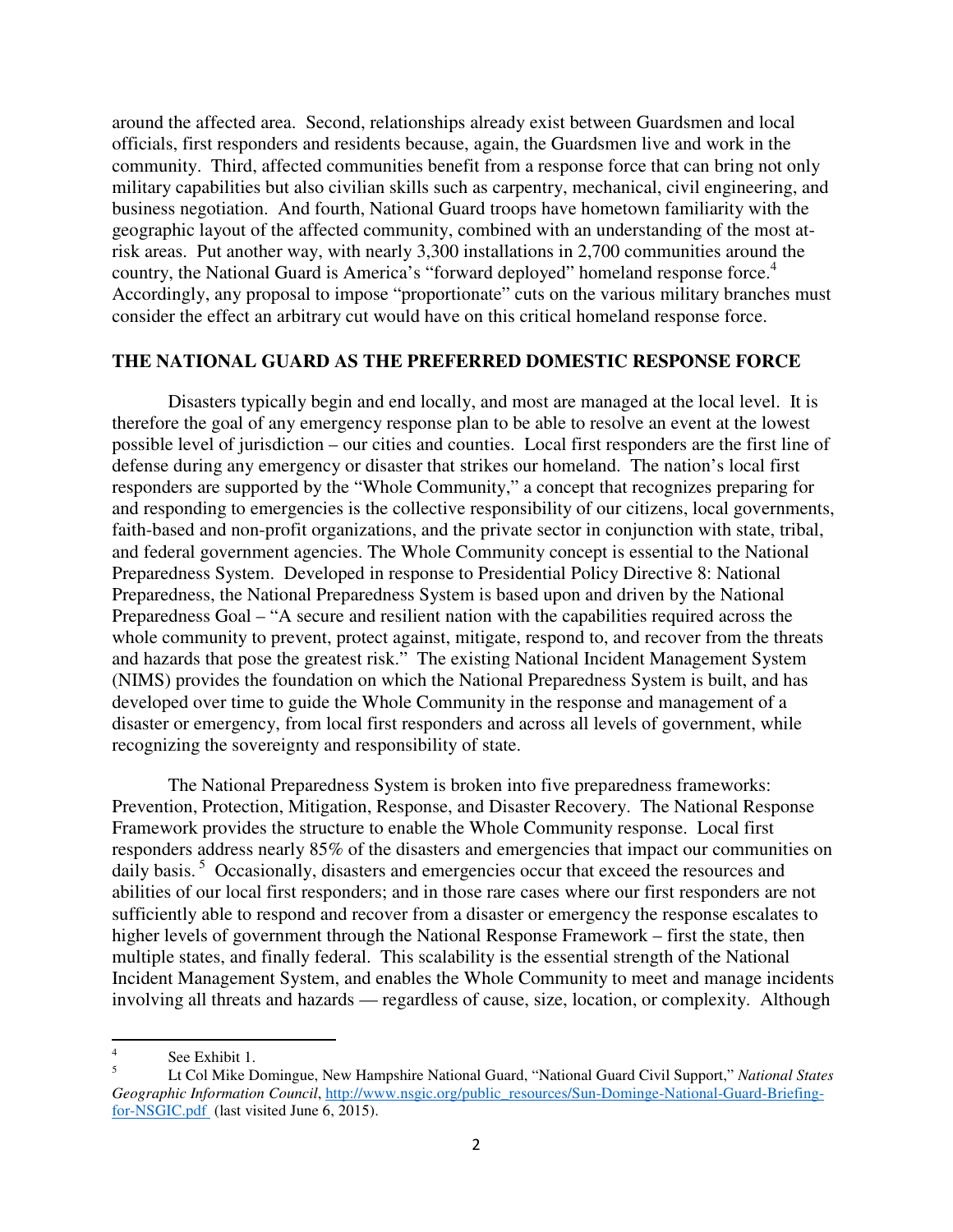around the affected area. Second, relationships already exist between Guardsmen and local officials, first responders and residents because, again, the Guardsmen live and work in the community. Third, affected communities benefit from a response force that can bring not only military capabilities but also civilian skills such as carpentry, mechanical, civil engineering, and business negotiation. And fourth, National Guard troops have hometown familiarity with the geographic layout of the affected community, combined with an understanding of the most at-risk areas. Put another way, with nearly 3,300 installations in 2,700 communities around the country, the National Guard is America's "forward deployed" homeland response force.[4] Accordingly, any proposal to impose "proportionate" cuts on the various military branches must consider the effect an arbitrary cut would have on this critical homeland response force.

## THE NATIONAL GUARD AS THE PREFERRED DOMESTIC RESPONSE FORCE

Disasters typically begin and end locally, and most are managed at the local level. It is therefore the goal of any emergency response plan to be able to resolve an event at the lowest possible level of jurisdiction – our cities and counties. Local first responders are the first line of defense during any emergency or disaster that strikes our homeland. The nation's local first responders are supported by the "Whole Community," a concept that recognizes preparing for and responding to emergencies is the collective responsibility of our citizens, local governments, faith-based and non-profit organizations, and the private sector in conjunction with state, tribal, and federal government agencies. The Whole Community concept is essential to the National Preparedness System. Developed in response to Presidential Policy Directive 8: National Preparedness, the National Preparedness System is based upon and driven by the National Preparedness Goal – "A secure and resilient nation with the capabilities required across the whole community to prevent, protect against, mitigate, respond to, and recover from the threats and hazards that pose the greatest risk." The existing National Incident Management System (NIMS) provides the foundation on which the National Preparedness System is built, and has developed over time to guide the Whole Community in the response and management of a disaster or emergency, from local first responders and across all levels of government, while recognizing the sovereignty and responsibility of state.

The National Preparedness System is broken into five preparedness frameworks: Prevention, Protection, Mitigation, Response, and Disaster Recovery. The National Response Framework provides the structure to enable the Whole Community response. Local first responders address nearly 85% of the disasters and emergencies that impact our communities on daily basis.[5] Occasionally, disasters and emergencies occur that exceed the resources and abilities of our local first responders; and in those rare cases where our first responders are not sufficiently able to respond and recover from a disaster or emergency the response escalates to higher levels of government through the National Response Framework – first the state, then multiple states, and finally federal. This scalability is the essential strength of the National Incident Management System, and enables the Whole Community to meet and manage incidents involving all threats and hazards — regardless of cause, size, location, or complexity. Although

---

[4] See Exhibit 1.

[5] Lt Col Mike Domingue, New Hampshire National Guard, "National Guard Civil Support," *National States Geographic Information Council*, http://www.nsgic.org/public_resources/Sun-Dominge-National-Guard-Briefing-for-NSGIC.pdf (last visited June 6, 2015).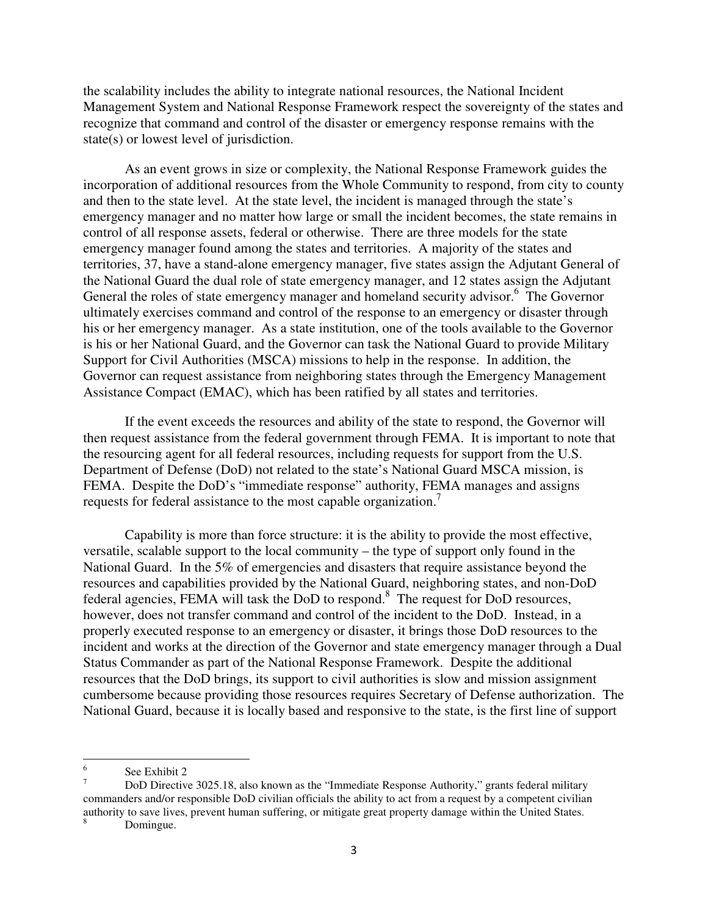the scalability includes the ability to integrate national resources, the National Incident Management System and National Response Framework respect the sovereignty of the states and recognize that command and control of the disaster or emergency response remains with the state(s) or lowest level of jurisdiction.

As an event grows in size or complexity, the National Response Framework guides the incorporation of additional resources from the Whole Community to respond, from city to county and then to the state level. At the state level, the incident is managed through the state's emergency manager and no matter how large or small the incident becomes, the state remains in control of all response assets, federal or otherwise. There are three models for the state emergency manager found among the states and territories. A majority of the states and territories, 37, have a stand-alone emergency manager, five states assign the Adjutant General of the National Guard the dual role of state emergency manager, and 12 states assign the Adjutant General the roles of state emergency manager and homeland security advisor.[6] The Governor ultimately exercises command and control of the response to an emergency or disaster through his or her emergency manager. As a state institution, one of the tools available to the Governor is his or her National Guard, and the Governor can task the National Guard to provide Military Support for Civil Authorities (MSCA) missions to help in the response. In addition, the Governor can request assistance from neighboring states through the Emergency Management Assistance Compact (EMAC), which has been ratified by all states and territories.

If the event exceeds the resources and ability of the state to respond, the Governor will then request assistance from the federal government through FEMA. It is important to note that the resourcing agent for all federal resources, including requests for support from the U.S. Department of Defense (DoD) not related to the state's National Guard MSCA mission, is FEMA. Despite the DoD's "immediate response" authority, FEMA manages and assigns requests for federal assistance to the most capable organization.[7]

Capability is more than force structure: it is the ability to provide the most effective, versatile, scalable support to the local community – the type of support only found in the National Guard. In the 5% of emergencies and disasters that require assistance beyond the resources and capabilities provided by the National Guard, neighboring states, and non-DoD federal agencies, FEMA will task the DoD to respond.[8] The request for DoD resources, however, does not transfer command and control of the incident to the DoD. Instead, in a properly executed response to an emergency or disaster, it brings those DoD resources to the incident and works at the direction of the Governor and state emergency manager through a Dual Status Commander as part of the National Response Framework. Despite the additional resources that the DoD brings, its support to civil authorities is slow and mission assignment cumbersome because providing those resources requires Secretary of Defense authorization. The National Guard, because it is locally based and responsive to the state, is the first line of support

---

[6] See Exhibit 2

[7] DoD Directive 3025.18, also known as the "Immediate Response Authority," grants federal military commanders and/or responsible DoD civilian officials the ability to act from a request by a competent civilian authority to save lives, prevent human suffering, or mitigate great property damage within the United States.

[8] Domingue.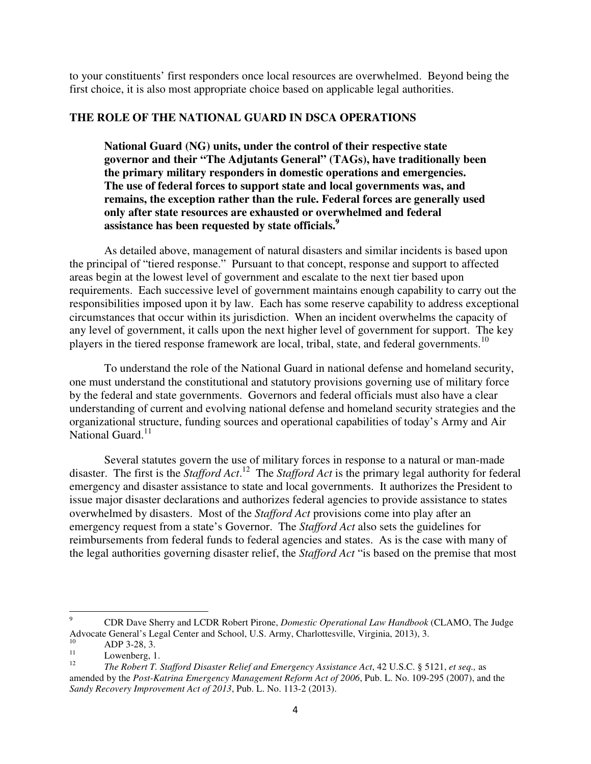to your constituents' first responders once local resources are overwhelmed. Beyond being the first choice, it is also most appropriate choice based on applicable legal authorities.

## THE ROLE OF THE NATIONAL GUARD IN DSCA OPERATIONS

> **National Guard (NG) units, under the control of their respective state governor and their "The Adjutants General" (TAGs), have traditionally been the primary military responders in domestic operations and emergencies. The use of federal forces to support state and local governments was, and remains, the exception rather than the rule. Federal forces are generally used only after state resources are exhausted or overwhelmed and federal assistance has been requested by state officials.[9]**

As detailed above, management of natural disasters and similar incidents is based upon the principal of "tiered response." Pursuant to that concept, response and support to affected areas begin at the lowest level of government and escalate to the next tier based upon requirements. Each successive level of government maintains enough capability to carry out the responsibilities imposed upon it by law. Each has some reserve capability to address exceptional circumstances that occur within its jurisdiction. When an incident overwhelms the capacity of any level of government, it calls upon the next higher level of government for support. The key players in the tiered response framework are local, tribal, state, and federal governments.[10]

To understand the role of the National Guard in national defense and homeland security, one must understand the constitutional and statutory provisions governing use of military force by the federal and state governments. Governors and federal officials must also have a clear understanding of current and evolving national defense and homeland security strategies and the organizational structure, funding sources and operational capabilities of today's Army and Air National Guard.[11]

Several statutes govern the use of military forces in response to a natural or man-made disaster. The first is the *Stafford Act*.[12] The *Stafford Act* is the primary legal authority for federal emergency and disaster assistance to state and local governments. It authorizes the President to issue major disaster declarations and authorizes federal agencies to provide assistance to states overwhelmed by disasters. Most of the *Stafford Act* provisions come into play after an emergency request from a state's Governor. The *Stafford Act* also sets the guidelines for reimbursements from federal funds to federal agencies and states. As is the case with many of the legal authorities governing disaster relief, the *Stafford Act* "is based on the premise that most

---

[9] CDR Dave Sherry and LCDR Robert Pirone, *Domestic Operational Law Handbook* (CLAMO, The Judge Advocate General's Legal Center and School, U.S. Army, Charlottesville, Virginia, 2013), 3.

[10] ADP 3-28, 3.

[11] Lowenberg, 1.

[12] *The Robert T. Stafford Disaster Relief and Emergency Assistance Act*, 42 U.S.C. § 5121, *et seq.,* as amended by the *Post-Katrina Emergency Management Reform Act of 2006*, Pub. L. No. 109-295 (2007), and the *Sandy Recovery Improvement Act of 2013*, Pub. L. No. 113-2 (2013).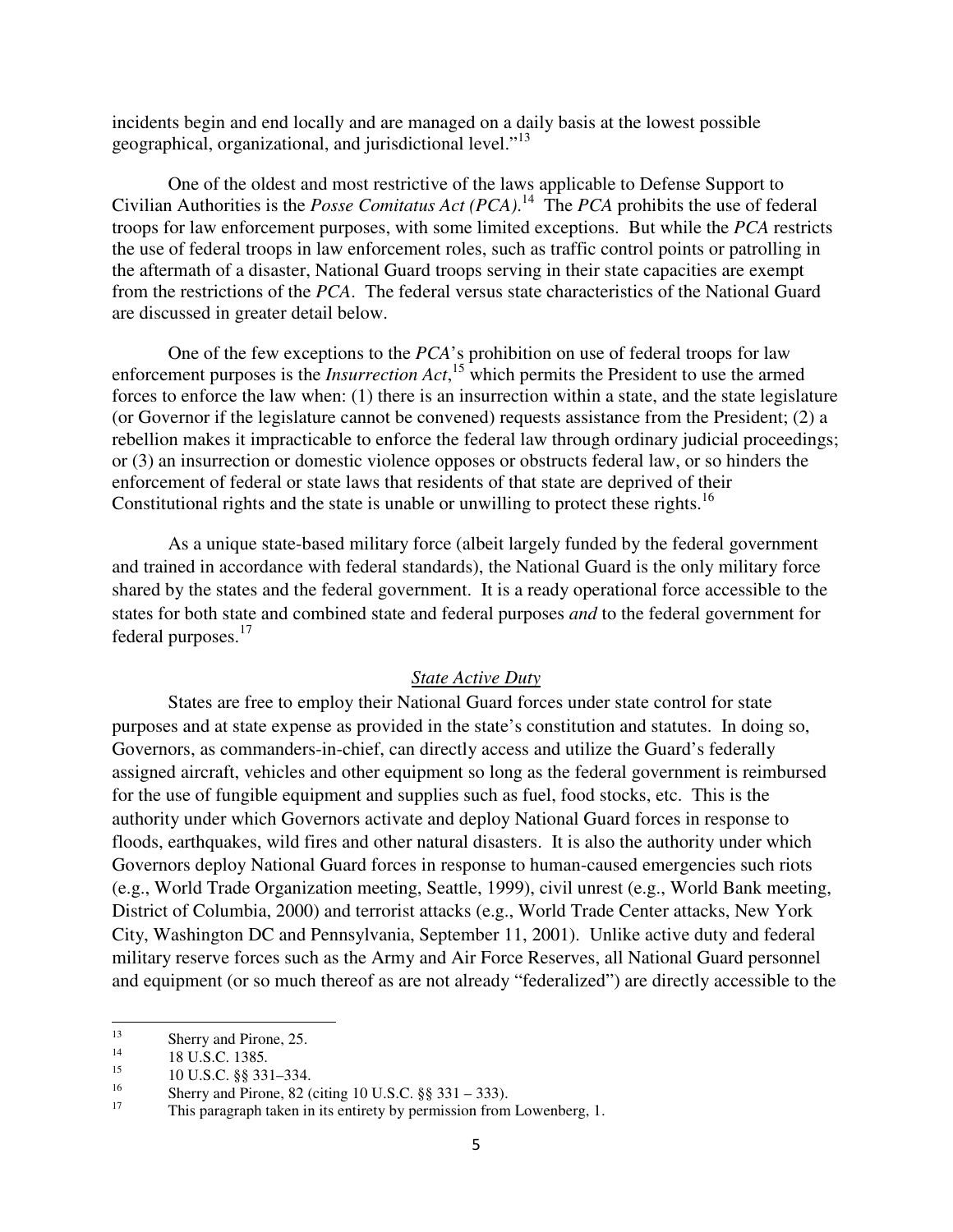incidents begin and end locally and are managed on a daily basis at the lowest possible geographical, organizational, and jurisdictional level."[13]

One of the oldest and most restrictive of the laws applicable to Defense Support to Civilian Authorities is the *Posse Comitatus Act (PCA)*.[14] The *PCA* prohibits the use of federal troops for law enforcement purposes, with some limited exceptions. But while the *PCA* restricts the use of federal troops in law enforcement roles, such as traffic control points or patrolling in the aftermath of a disaster, National Guard troops serving in their state capacities are exempt from the restrictions of the *PCA*. The federal versus state characteristics of the National Guard are discussed in greater detail below.

One of the few exceptions to the *PCA*'s prohibition on use of federal troops for law enforcement purposes is the *Insurrection Act*,[15] which permits the President to use the armed forces to enforce the law when: (1) there is an insurrection within a state, and the state legislature (or Governor if the legislature cannot be convened) requests assistance from the President; (2) a rebellion makes it impracticable to enforce the federal law through ordinary judicial proceedings; or (3) an insurrection or domestic violence opposes or obstructs federal law, or so hinders the enforcement of federal or state laws that residents of that state are deprived of their Constitutional rights and the state is unable or unwilling to protect these rights.[16]

As a unique state-based military force (albeit largely funded by the federal government and trained in accordance with federal standards), the National Guard is the only military force shared by the states and the federal government. It is a ready operational force accessible to the states for both state and combined state and federal purposes *and* to the federal government for federal purposes.[17]

### *State Active Duty*

States are free to employ their National Guard forces under state control for state purposes and at state expense as provided in the state's constitution and statutes. In doing so, Governors, as commanders-in-chief, can directly access and utilize the Guard's federally assigned aircraft, vehicles and other equipment so long as the federal government is reimbursed for the use of fungible equipment and supplies such as fuel, food stocks, etc. This is the authority under which Governors activate and deploy National Guard forces in response to floods, earthquakes, wild fires and other natural disasters. It is also the authority under which Governors deploy National Guard forces in response to human-caused emergencies such riots (e.g., World Trade Organization meeting, Seattle, 1999), civil unrest (e.g., World Bank meeting, District of Columbia, 2000) and terrorist attacks (e.g., World Trade Center attacks, New York City, Washington DC and Pennsylvania, September 11, 2001). Unlike active duty and federal military reserve forces such as the Army and Air Force Reserves, all National Guard personnel and equipment (or so much thereof as are not already "federalized") are directly accessible to the

---

[13] Sherry and Pirone, 25.

[14] 18 U.S.C. 1385.

[15] 10 U.S.C. §§ 331–334.

[16] Sherry and Pirone, 82 (citing 10 U.S.C. §§ 331 – 333).

[17] This paragraph taken in its entirety by permission from Lowenberg, 1.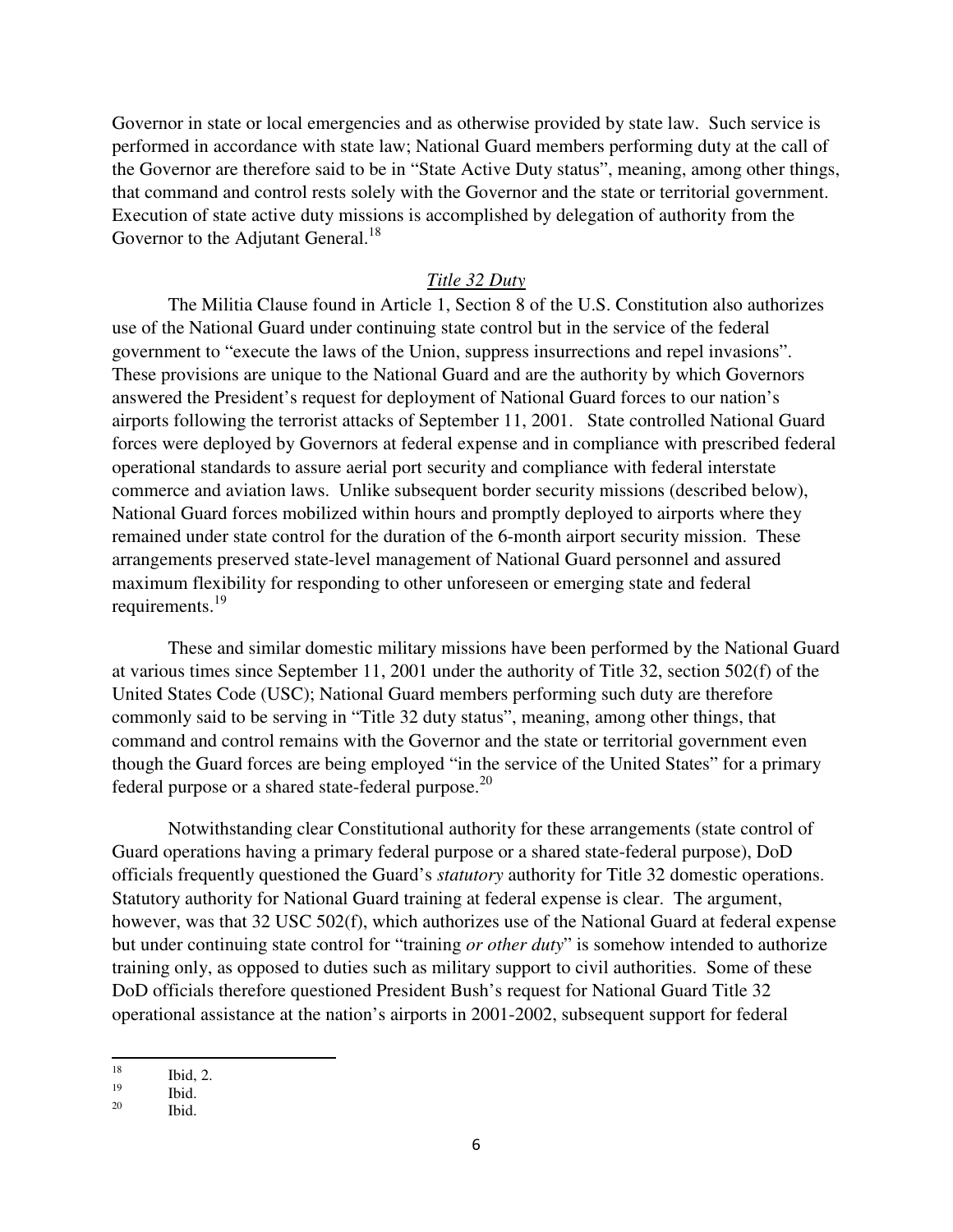Governor in state or local emergencies and as otherwise provided by state law. Such service is performed in accordance with state law; National Guard members performing duty at the call of the Governor are therefore said to be in "State Active Duty status", meaning, among other things, that command and control rests solely with the Governor and the state or territorial government. Execution of state active duty missions is accomplished by delegation of authority from the Governor to the Adjutant General.[18]

*Title 32 Duty*

The Militia Clause found in Article 1, Section 8 of the U.S. Constitution also authorizes use of the National Guard under continuing state control but in the service of the federal government to "execute the laws of the Union, suppress insurrections and repel invasions". These provisions are unique to the National Guard and are the authority by which Governors answered the President's request for deployment of National Guard forces to our nation's airports following the terrorist attacks of September 11, 2001. State controlled National Guard forces were deployed by Governors at federal expense and in compliance with prescribed federal operational standards to assure aerial port security and compliance with federal interstate commerce and aviation laws. Unlike subsequent border security missions (described below), National Guard forces mobilized within hours and promptly deployed to airports where they remained under state control for the duration of the 6-month airport security mission. These arrangements preserved state-level management of National Guard personnel and assured maximum flexibility for responding to other unforeseen or emerging state and federal requirements.[19]

These and similar domestic military missions have been performed by the National Guard at various times since September 11, 2001 under the authority of Title 32, section 502(f) of the United States Code (USC); National Guard members performing such duty are therefore commonly said to be serving in "Title 32 duty status", meaning, among other things, that command and control remains with the Governor and the state or territorial government even though the Guard forces are being employed "in the service of the United States" for a primary federal purpose or a shared state-federal purpose.[20]

Notwithstanding clear Constitutional authority for these arrangements (state control of Guard operations having a primary federal purpose or a shared state-federal purpose), DoD officials frequently questioned the Guard's *statutory* authority for Title 32 domestic operations. Statutory authority for National Guard training at federal expense is clear. The argument, however, was that 32 USC 502(f), which authorizes use of the National Guard at federal expense but under continuing state control for "training *or other duty*" is somehow intended to authorize training only, as opposed to duties such as military support to civil authorities. Some of these DoD officials therefore questioned President Bush's request for National Guard Title 32 operational assistance at the nation's airports in 2001-2002, subsequent support for federal

---

[18] Ibid, 2.

[19] Ibid.

[20] Ibid.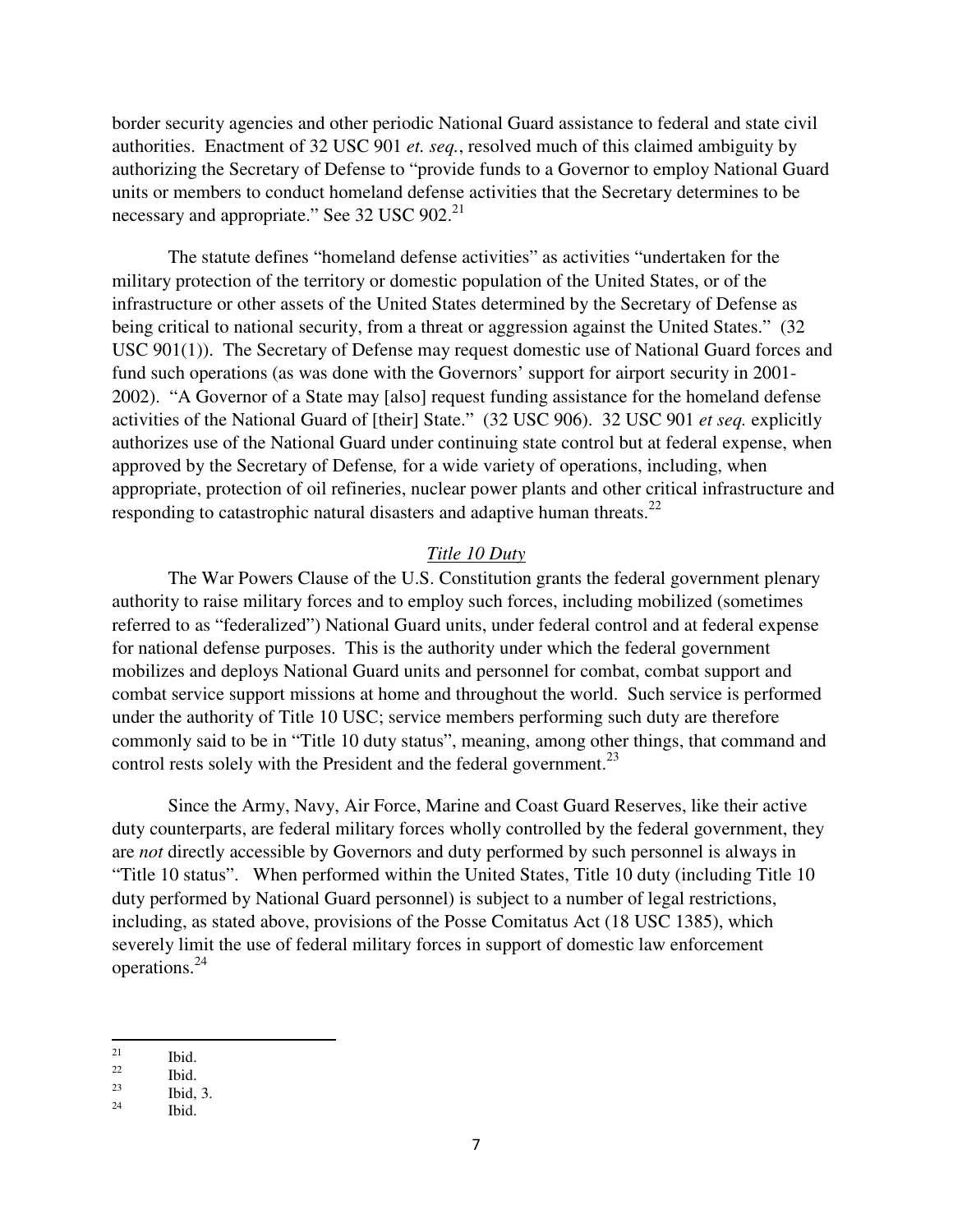border security agencies and other periodic National Guard assistance to federal and state civil authorities. Enactment of 32 USC 901 *et. seq.*, resolved much of this claimed ambiguity by authorizing the Secretary of Defense to "provide funds to a Governor to employ National Guard units or members to conduct homeland defense activities that the Secretary determines to be necessary and appropriate." See 32 USC 902.[21]

The statute defines "homeland defense activities" as activities "undertaken for the military protection of the territory or domestic population of the United States, or of the infrastructure or other assets of the United States determined by the Secretary of Defense as being critical to national security, from a threat or aggression against the United States." (32 USC 901(1)). The Secretary of Defense may request domestic use of National Guard forces and fund such operations (as was done with the Governors' support for airport security in 2001-2002). "A Governor of a State may [also] request funding assistance for the homeland defense activities of the National Guard of [their] State." (32 USC 906). 32 USC 901 *et seq.* explicitly authorizes use of the National Guard under continuing state control but at federal expense, when approved by the Secretary of Defense*,* for a wide variety of operations, including, when appropriate, protection of oil refineries, nuclear power plants and other critical infrastructure and responding to catastrophic natural disasters and adaptive human threats.[22]

*Title 10 Duty*

The War Powers Clause of the U.S. Constitution grants the federal government plenary authority to raise military forces and to employ such forces, including mobilized (sometimes referred to as "federalized") National Guard units, under federal control and at federal expense for national defense purposes. This is the authority under which the federal government mobilizes and deploys National Guard units and personnel for combat, combat support and combat service support missions at home and throughout the world. Such service is performed under the authority of Title 10 USC; service members performing such duty are therefore commonly said to be in "Title 10 duty status", meaning, among other things, that command and control rests solely with the President and the federal government.[23]

Since the Army, Navy, Air Force, Marine and Coast Guard Reserves, like their active duty counterparts, are federal military forces wholly controlled by the federal government, they are *not* directly accessible by Governors and duty performed by such personnel is always in "Title 10 status". When performed within the United States, Title 10 duty (including Title 10 duty performed by National Guard personnel) is subject to a number of legal restrictions, including, as stated above, provisions of the Posse Comitatus Act (18 USC 1385), which severely limit the use of federal military forces in support of domestic law enforcement operations.[24]

---

[21] Ibid.

[22] Ibid.

[23] Ibid, 3.

[24] Ibid.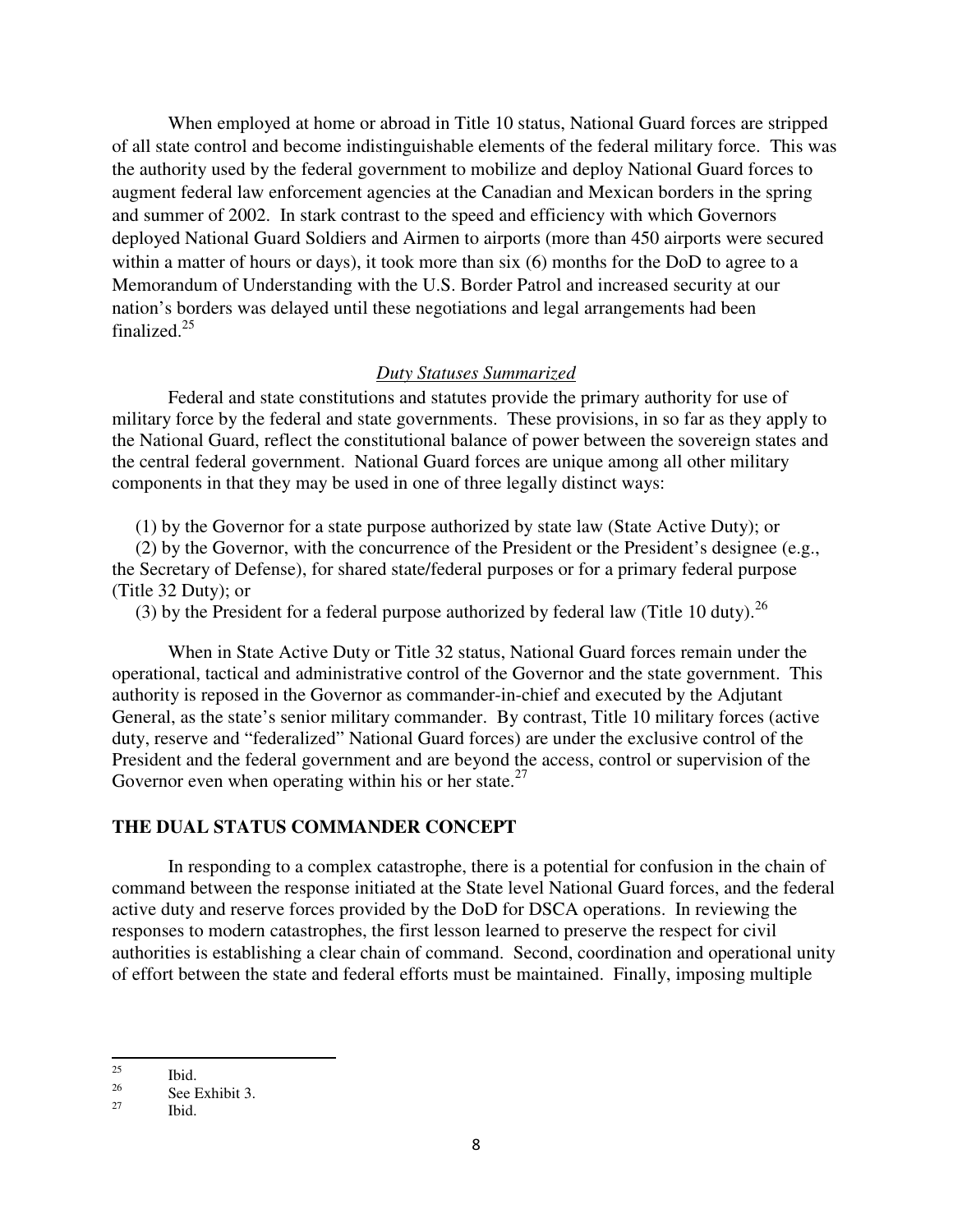When employed at home or abroad in Title 10 status, National Guard forces are stripped of all state control and become indistinguishable elements of the federal military force. This was the authority used by the federal government to mobilize and deploy National Guard forces to augment federal law enforcement agencies at the Canadian and Mexican borders in the spring and summer of 2002. In stark contrast to the speed and efficiency with which Governors deployed National Guard Soldiers and Airmen to airports (more than 450 airports were secured within a matter of hours or days), it took more than six (6) months for the DoD to agree to a Memorandum of Understanding with the U.S. Border Patrol and increased security at our nation's borders was delayed until these negotiations and legal arrangements had been finalized.[25]

### *Duty Statuses Summarized*

Federal and state constitutions and statutes provide the primary authority for use of military force by the federal and state governments. These provisions, in so far as they apply to the National Guard, reflect the constitutional balance of power between the sovereign states and the central federal government. National Guard forces are unique among all other military components in that they may be used in one of three legally distinct ways:

(1) by the Governor for a state purpose authorized by state law (State Active Duty); or

(2) by the Governor, with the concurrence of the President or the President's designee (e.g., the Secretary of Defense), for shared state/federal purposes or for a primary federal purpose (Title 32 Duty); or

(3) by the President for a federal purpose authorized by federal law (Title 10 duty).[26]

When in State Active Duty or Title 32 status, National Guard forces remain under the operational, tactical and administrative control of the Governor and the state government. This authority is reposed in the Governor as commander-in-chief and executed by the Adjutant General, as the state's senior military commander. By contrast, Title 10 military forces (active duty, reserve and "federalized" National Guard forces) are under the exclusive control of the President and the federal government and are beyond the access, control or supervision of the Governor even when operating within his or her state.[27]

## THE DUAL STATUS COMMANDER CONCEPT

In responding to a complex catastrophe, there is a potential for confusion in the chain of command between the response initiated at the State level National Guard forces, and the federal active duty and reserve forces provided by the DoD for DSCA operations. In reviewing the responses to modern catastrophes, the first lesson learned to preserve the respect for civil authorities is establishing a clear chain of command. Second, coordination and operational unity of effort between the state and federal efforts must be maintained. Finally, imposing multiple

---

[25] Ibid.

[26] See Exhibit 3.

[27] Ibid.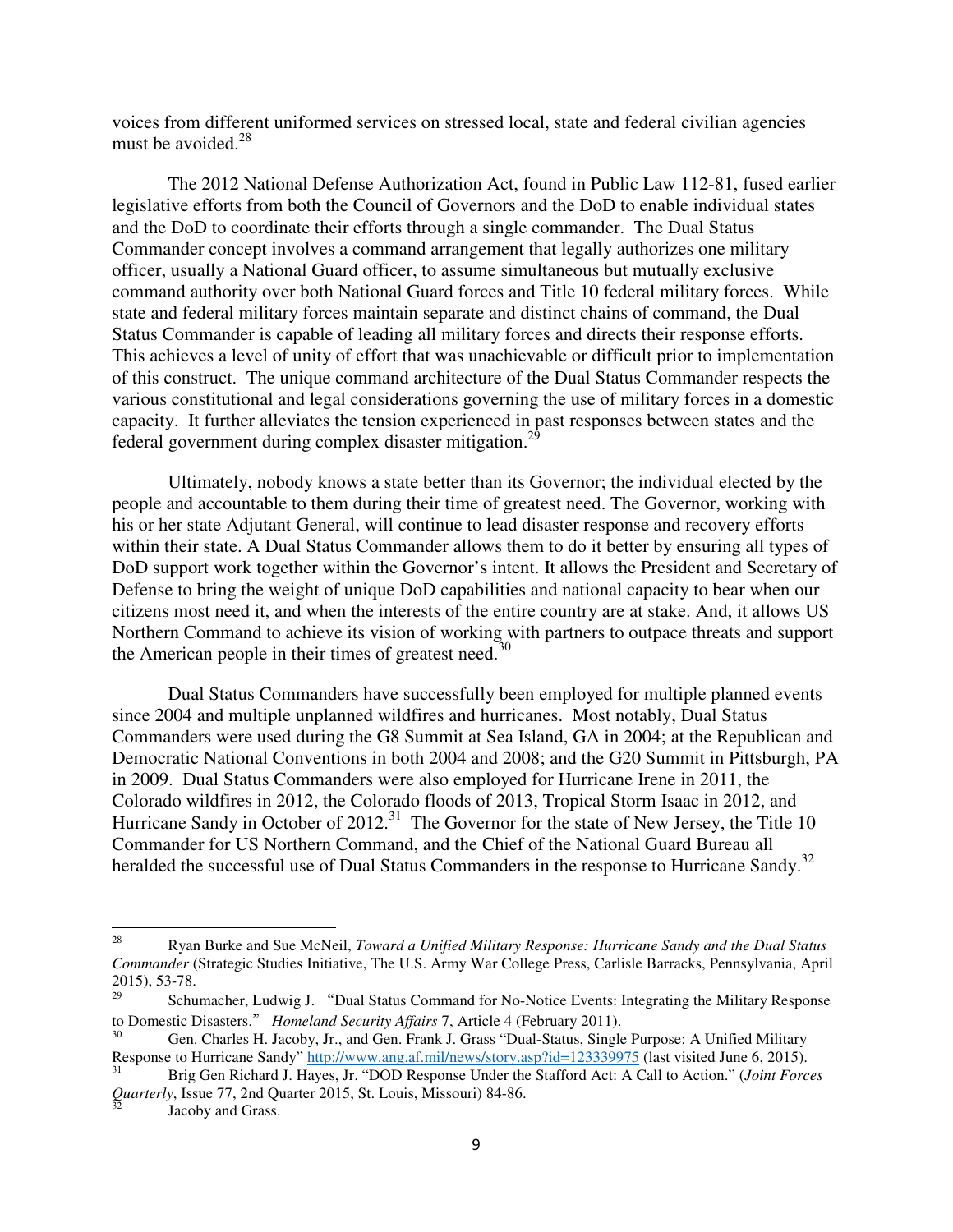voices from different uniformed services on stressed local, state and federal civilian agencies must be avoided.[28]

The 2012 National Defense Authorization Act, found in Public Law 112-81, fused earlier legislative efforts from both the Council of Governors and the DoD to enable individual states and the DoD to coordinate their efforts through a single commander. The Dual Status Commander concept involves a command arrangement that legally authorizes one military officer, usually a National Guard officer, to assume simultaneous but mutually exclusive command authority over both National Guard forces and Title 10 federal military forces. While state and federal military forces maintain separate and distinct chains of command, the Dual Status Commander is capable of leading all military forces and directs their response efforts. This achieves a level of unity of effort that was unachievable or difficult prior to implementation of this construct. The unique command architecture of the Dual Status Commander respects the various constitutional and legal considerations governing the use of military forces in a domestic capacity. It further alleviates the tension experienced in past responses between states and the federal government during complex disaster mitigation.[29]

Ultimately, nobody knows a state better than its Governor; the individual elected by the people and accountable to them during their time of greatest need. The Governor, working with his or her state Adjutant General, will continue to lead disaster response and recovery efforts within their state. A Dual Status Commander allows them to do it better by ensuring all types of DoD support work together within the Governor's intent. It allows the President and Secretary of Defense to bring the weight of unique DoD capabilities and national capacity to bear when our citizens most need it, and when the interests of the entire country are at stake. And, it allows US Northern Command to achieve its vision of working with partners to outpace threats and support the American people in their times of greatest need.[30]

Dual Status Commanders have successfully been employed for multiple planned events since 2004 and multiple unplanned wildfires and hurricanes. Most notably, Dual Status Commanders were used during the G8 Summit at Sea Island, GA in 2004; at the Republican and Democratic National Conventions in both 2004 and 2008; and the G20 Summit in Pittsburgh, PA in 2009. Dual Status Commanders were also employed for Hurricane Irene in 2011, the Colorado wildfires in 2012, the Colorado floods of 2013, Tropical Storm Isaac in 2012, and Hurricane Sandy in October of 2012.[31] The Governor for the state of New Jersey, the Title 10 Commander for US Northern Command, and the Chief of the National Guard Bureau all heralded the successful use of Dual Status Commanders in the response to Hurricane Sandy.[32]

---

[28] Ryan Burke and Sue McNeil, *Toward a Unified Military Response: Hurricane Sandy and the Dual Status Commander* (Strategic Studies Initiative, The U.S. Army War College Press, Carlisle Barracks, Pennsylvania, April 2015), 53-78.

[29] Schumacher, Ludwig J. "Dual Status Command for No-Notice Events: Integrating the Military Response to Domestic Disasters." *Homeland Security Affairs* 7, Article 4 (February 2011).

[30] Gen. Charles H. Jacoby, Jr., and Gen. Frank J. Grass "Dual-Status, Single Purpose: A Unified Military Response to Hurricane Sandy" http://www.ang.af.mil/news/story.asp?id=123339975 (last visited June 6, 2015).

[31] Brig Gen Richard J. Hayes, Jr. "DOD Response Under the Stafford Act: A Call to Action." (*Joint Forces Quarterly*, Issue 77, 2nd Quarter 2015, St. Louis, Missouri) 84-86.

[32] Jacoby and Grass.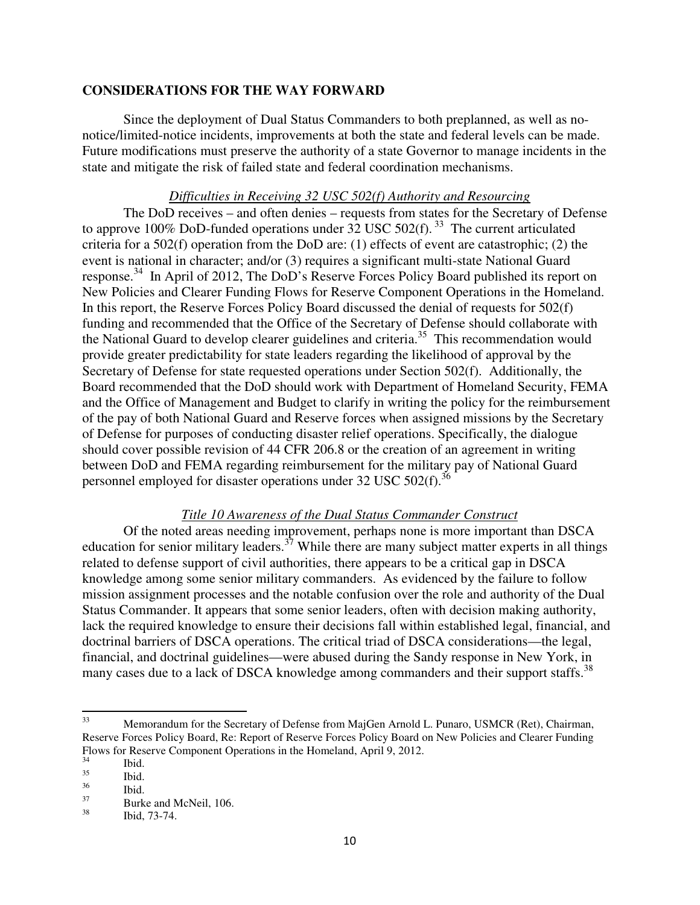## CONSIDERATIONS FOR THE WAY FORWARD

Since the deployment of Dual Status Commanders to both preplanned, as well as no-notice/limited-notice incidents, improvements at both the state and federal levels can be made. Future modifications must preserve the authority of a state Governor to manage incidents in the state and mitigate the risk of failed state and federal coordination mechanisms.

### *Difficulties in Receiving 32 USC 502(f) Authority and Resourcing*

The DoD receives – and often denies – requests from states for the Secretary of Defense to approve 100% DoD-funded operations under 32 USC 502(f).[33] The current articulated criteria for a 502(f) operation from the DoD are: (1) effects of event are catastrophic; (2) the event is national in character; and/or (3) requires a significant multi-state National Guard response.[34] In April of 2012, The DoD's Reserve Forces Policy Board published its report on New Policies and Clearer Funding Flows for Reserve Component Operations in the Homeland. In this report, the Reserve Forces Policy Board discussed the denial of requests for 502(f) funding and recommended that the Office of the Secretary of Defense should collaborate with the National Guard to develop clearer guidelines and criteria.[35] This recommendation would provide greater predictability for state leaders regarding the likelihood of approval by the Secretary of Defense for state requested operations under Section 502(f). Additionally, the Board recommended that the DoD should work with Department of Homeland Security, FEMA and the Office of Management and Budget to clarify in writing the policy for the reimbursement of the pay of both National Guard and Reserve forces when assigned missions by the Secretary of Defense for purposes of conducting disaster relief operations. Specifically, the dialogue should cover possible revision of 44 CFR 206.8 or the creation of an agreement in writing between DoD and FEMA regarding reimbursement for the military pay of National Guard personnel employed for disaster operations under 32 USC 502(f).[36]

### *Title 10 Awareness of the Dual Status Commander Construct*

Of the noted areas needing improvement, perhaps none is more important than DSCA education for senior military leaders.[37] While there are many subject matter experts in all things related to defense support of civil authorities, there appears to be a critical gap in DSCA knowledge among some senior military commanders. As evidenced by the failure to follow mission assignment processes and the notable confusion over the role and authority of the Dual Status Commander. It appears that some senior leaders, often with decision making authority, lack the required knowledge to ensure their decisions fall within established legal, financial, and doctrinal barriers of DSCA operations. The critical triad of DSCA considerations—the legal, financial, and doctrinal guidelines—were abused during the Sandy response in New York, in many cases due to a lack of DSCA knowledge among commanders and their support staffs.[38]

---

[33] Memorandum for the Secretary of Defense from MajGen Arnold L. Punaro, USMCR (Ret), Chairman, Reserve Forces Policy Board, Re: Report of Reserve Forces Policy Board on New Policies and Clearer Funding Flows for Reserve Component Operations in the Homeland, April 9, 2012.

[34] Ibid.

[35] Ibid.

[36] Ibid.

[37] Burke and McNeil, 106.

[38] Ibid, 73-74.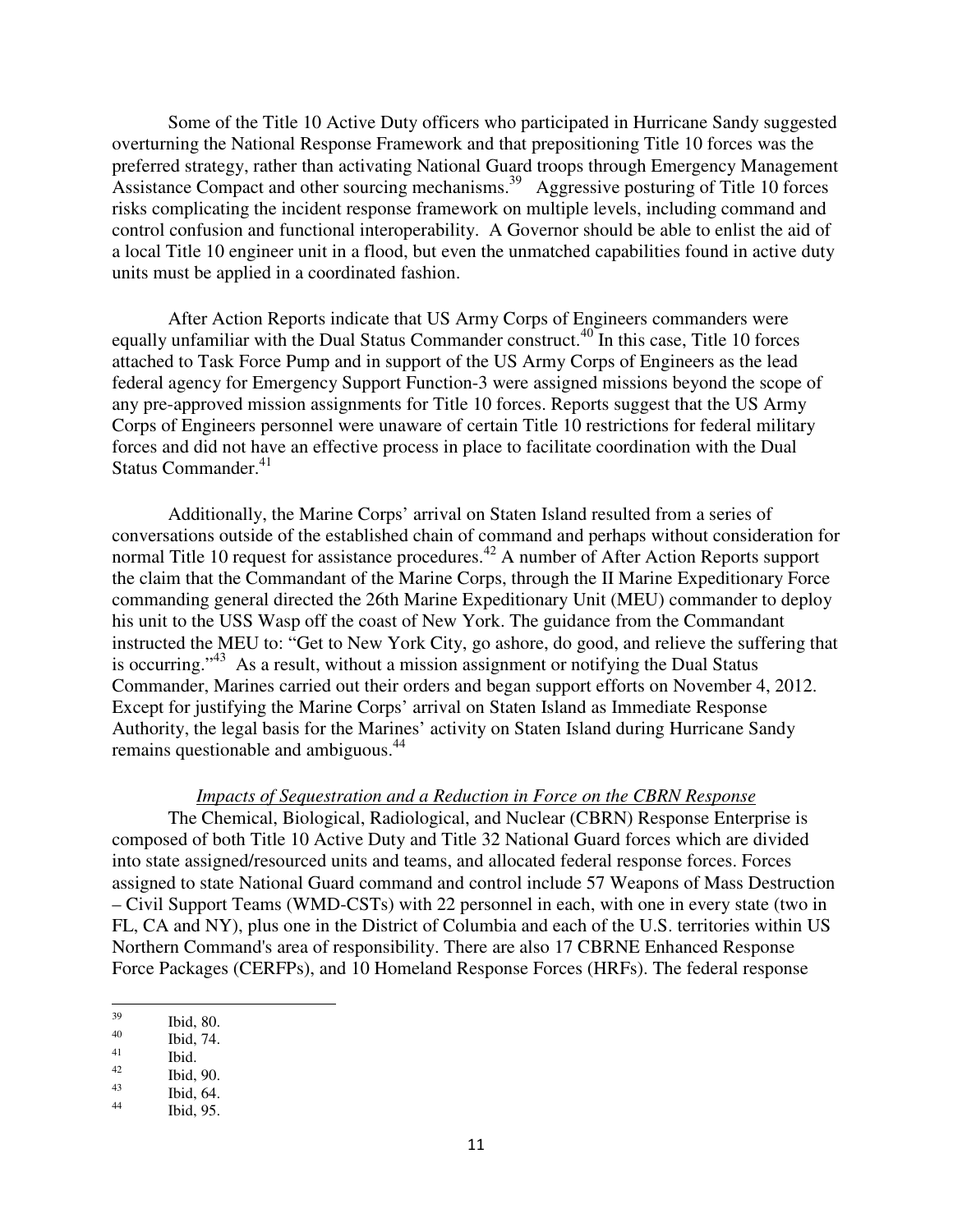Some of the Title 10 Active Duty officers who participated in Hurricane Sandy suggested overturning the National Response Framework and that prepositioning Title 10 forces was the preferred strategy, rather than activating National Guard troops through Emergency Management Assistance Compact and other sourcing mechanisms.[39] Aggressive posturing of Title 10 forces risks complicating the incident response framework on multiple levels, including command and control confusion and functional interoperability. A Governor should be able to enlist the aid of a local Title 10 engineer unit in a flood, but even the unmatched capabilities found in active duty units must be applied in a coordinated fashion.

After Action Reports indicate that US Army Corps of Engineers commanders were equally unfamiliar with the Dual Status Commander construct.[40] In this case, Title 10 forces attached to Task Force Pump and in support of the US Army Corps of Engineers as the lead federal agency for Emergency Support Function-3 were assigned missions beyond the scope of any pre-approved mission assignments for Title 10 forces. Reports suggest that the US Army Corps of Engineers personnel were unaware of certain Title 10 restrictions for federal military forces and did not have an effective process in place to facilitate coordination with the Dual Status Commander.[41]

Additionally, the Marine Corps' arrival on Staten Island resulted from a series of conversations outside of the established chain of command and perhaps without consideration for normal Title 10 request for assistance procedures.[42] A number of After Action Reports support the claim that the Commandant of the Marine Corps, through the II Marine Expeditionary Force commanding general directed the 26th Marine Expeditionary Unit (MEU) commander to deploy his unit to the USS Wasp off the coast of New York. The guidance from the Commandant instructed the MEU to: "Get to New York City, go ashore, do good, and relieve the suffering that is occurring."[43] As a result, without a mission assignment or notifying the Dual Status Commander, Marines carried out their orders and began support efforts on November 4, 2012. Except for justifying the Marine Corps' arrival on Staten Island as Immediate Response Authority, the legal basis for the Marines' activity on Staten Island during Hurricane Sandy remains questionable and ambiguous.[44]

*Impacts of Sequestration and a Reduction in Force on the CBRN Response*

The Chemical, Biological, Radiological, and Nuclear (CBRN) Response Enterprise is composed of both Title 10 Active Duty and Title 32 National Guard forces which are divided into state assigned/resourced units and teams, and allocated federal response forces. Forces assigned to state National Guard command and control include 57 Weapons of Mass Destruction – Civil Support Teams (WMD-CSTs) with 22 personnel in each, with one in every state (two in FL, CA and NY), plus one in the District of Columbia and each of the U.S. territories within US Northern Command's area of responsibility. There are also 17 CBRNE Enhanced Response Force Packages (CERFPs), and 10 Homeland Response Forces (HRFs). The federal response

---

[39] Ibid, 80.
[40] Ibid, 74.
[41] Ibid.
[42] Ibid, 90.
[43] Ibid, 64.
[44] Ibid, 95.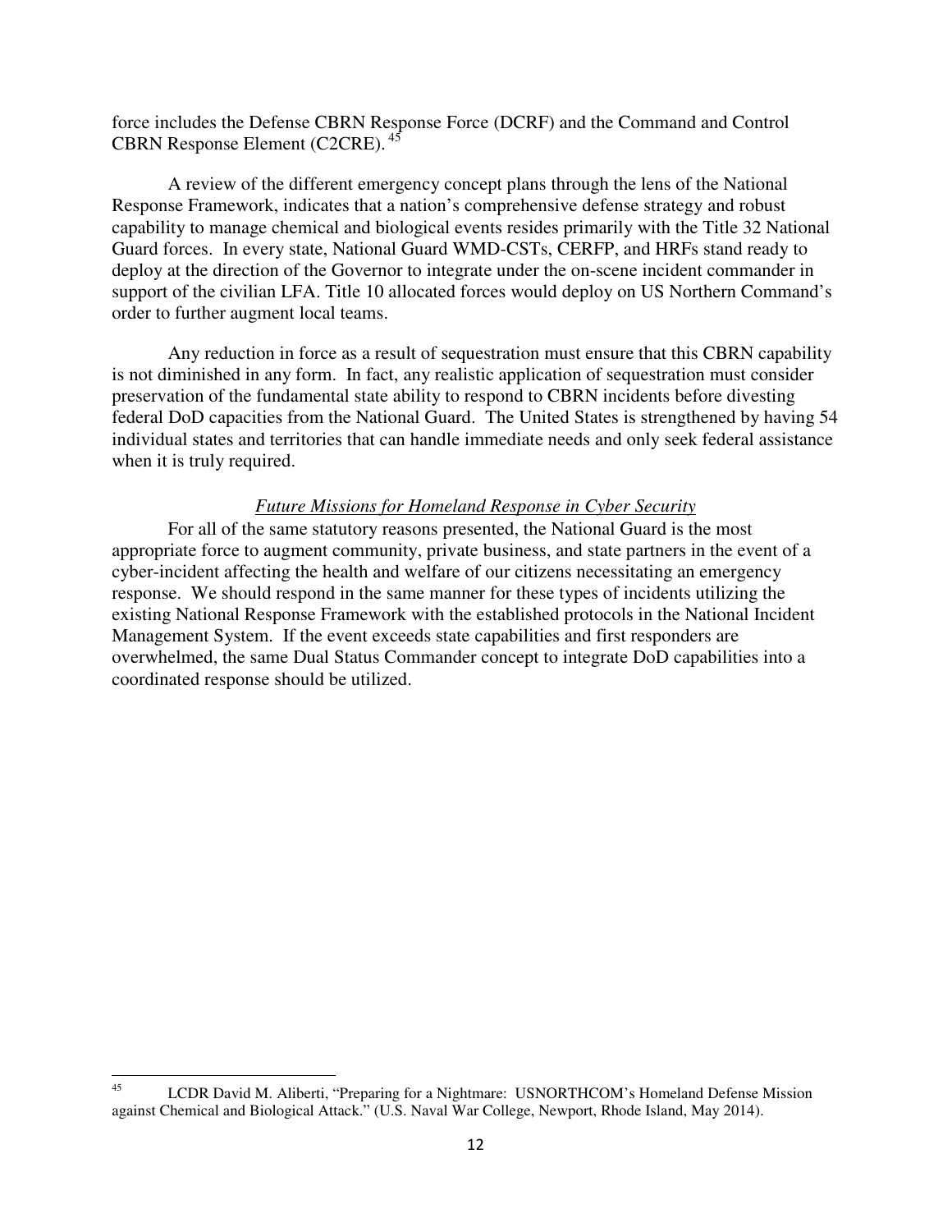force includes the Defense CBRN Response Force (DCRF) and the Command and Control CBRN Response Element (C2CRE).[45]

A review of the different emergency concept plans through the lens of the National Response Framework, indicates that a nation's comprehensive defense strategy and robust capability to manage chemical and biological events resides primarily with the Title 32 National Guard forces. In every state, National Guard WMD-CSTs, CERFP, and HRFs stand ready to deploy at the direction of the Governor to integrate under the on-scene incident commander in support of the civilian LFA. Title 10 allocated forces would deploy on US Northern Command's order to further augment local teams.

Any reduction in force as a result of sequestration must ensure that this CBRN capability is not diminished in any form. In fact, any realistic application of sequestration must consider preservation of the fundamental state ability to respond to CBRN incidents before divesting federal DoD capacities from the National Guard. The United States is strengthened by having 54 individual states and territories that can handle immediate needs and only seek federal assistance when it is truly required.

*Future Missions for Homeland Response in Cyber Security*

For all of the same statutory reasons presented, the National Guard is the most appropriate force to augment community, private business, and state partners in the event of a cyber-incident affecting the health and welfare of our citizens necessitating an emergency response. We should respond in the same manner for these types of incidents utilizing the existing National Response Framework with the established protocols in the National Incident Management System. If the event exceeds state capabilities and first responders are overwhelmed, the same Dual Status Commander concept to integrate DoD capabilities into a coordinated response should be utilized.

---

[45] LCDR David M. Aliberti, "Preparing for a Nightmare: USNORTHCOM's Homeland Defense Mission against Chemical and Biological Attack." (U.S. Naval War College, Newport, Rhode Island, May 2014).